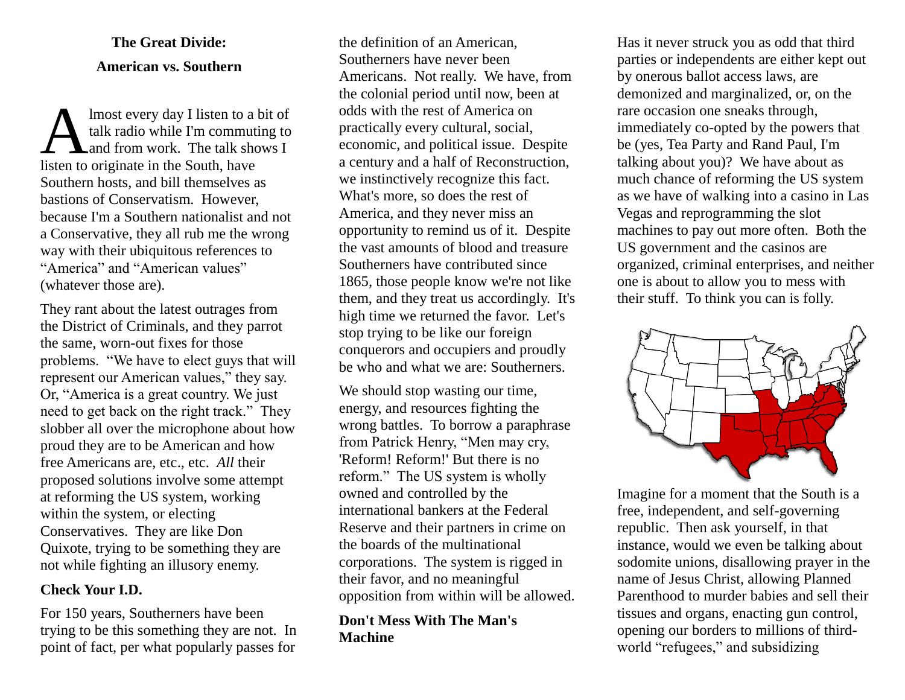**The Great Divide:**

**American vs. Southern**

Almost every day I listen to a bit of talk radio while I'm commuting to and from work. The talk shows I listen to originate in the South, have Southern hosts, and bill themselves as bastions of Conservatism. However, because I'm a Southern nationalist and not a Conservative, they all rub me the wrong way with their ubiquitous references to "America" and "American values" (whatever those are).

They rant about the latest outrages from the District of Criminals, and they parrot the same, worn-out fixes for those problems. "We have to elect guys that will represent our American values," they say. Or, "America is a great country. We just need to get back on the right track." They slobber all over the microphone about how proud they are to be American and how free Americans are, etc., etc. *All* their proposed solutions involve some attempt at reforming the US system, working within the system, or electing Conservatives. They are like Don Quixote, trying to be something they are not while fighting an illusory enemy.

**Check Your I.D.**

For 150 years, Southerners have been trying to be this something they are not. In point of fact, per what popularly passes for the definition of an American, Southerners have never been Americans. Not really. We have, from the colonial period until now, been at odds with the rest of America on practically every cultural, social, economic, and political issue. Despite a century and a half of Reconstruction, we instinctively recognize this fact. What's more, so does the rest of America, and they never miss an opportunity to remind us of it. Despite the vast amounts of blood and treasure Southerners have contributed since 1865, those people know we're not like them, and they treat us accordingly. It's high time we returned the favor. Let's stop trying to be like our foreign conquerors and occupiers and proudly be who and what we are: Southerners.

We should stop wasting our time, energy, and resources fighting the wrong battles. To borrow a paraphrase from Patrick Henry, "Men may cry, 'Reform! Reform!' But there is no reform." The US system is wholly owned and controlled by the international bankers at the Federal Reserve and their partners in crime on the boards of the multinational corporations. The system is rigged in their favor, and no meaningful opposition from within will be allowed.

**Don't Mess With The Man's Machine**

Has it never struck you as odd that third parties or independents are either kept out by onerous ballot access laws, are demonized and marginalized, or, on the rare occasion one sneaks through, immediately co-opted by the powers that be (yes, Tea Party and Rand Paul, I'm talking about you)? We have about as much chance of reforming the US system as we have of walking into a casino in Las Vegas and reprogramming the slot machines to pay out more often. Both the US government and the casinos are organized, criminal enterprises, and neither one is about to allow you to mess with their stuff. To think you can is folly.

Imagine for a moment that the South is a free, independent, and self-governing republic. Then ask yourself, in that instance, would we even be talking about sodomite unions, disallowing prayer in the name of Jesus Christ, allowing Planned Parenthood to murder babies and sell their tissues and organs, enacting gun control, opening our borders to millions of third-world "refugees," and subsidizing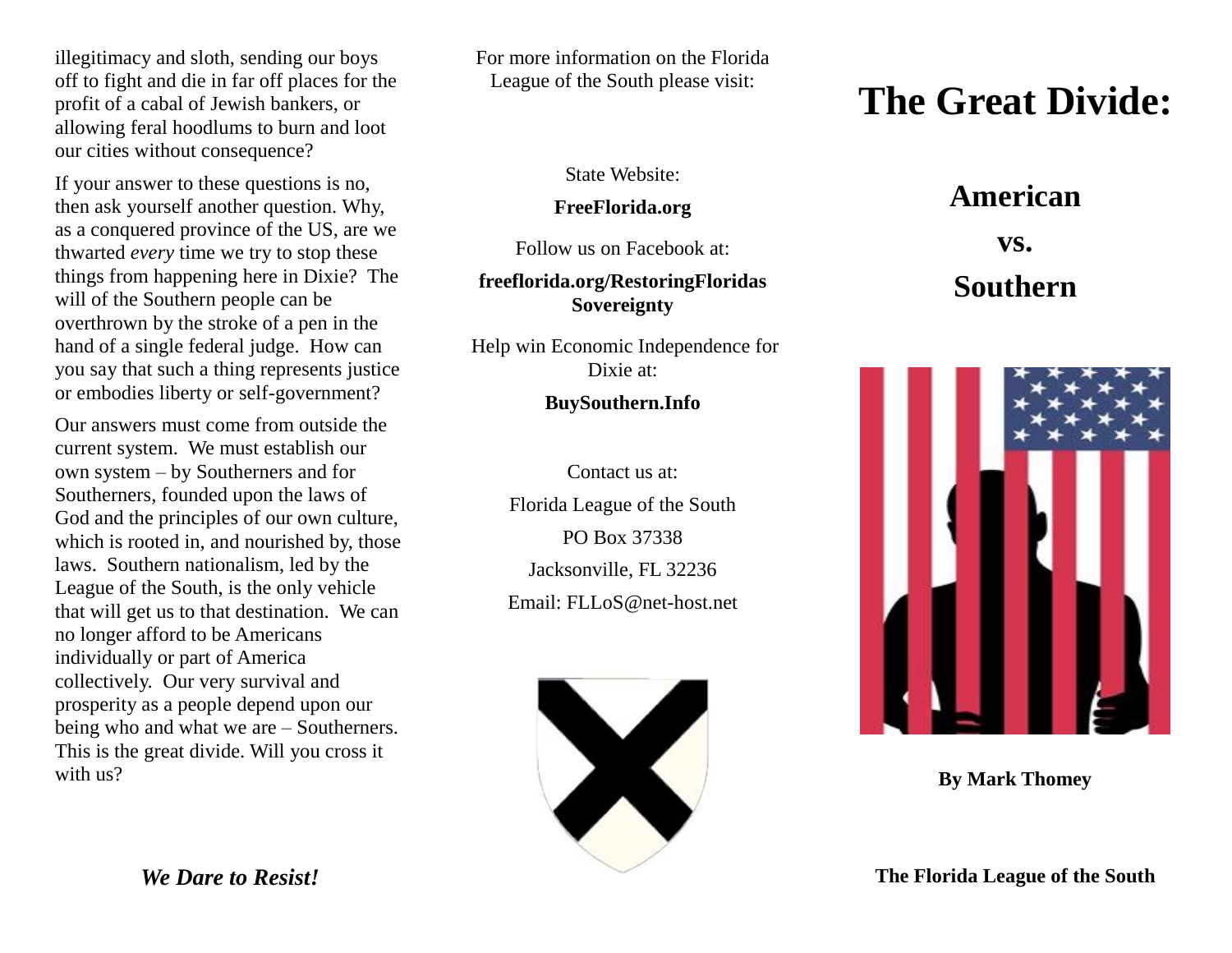illegitimacy and sloth, sending our boys off to fight and die in far off places for the profit of a cabal of Jewish bankers, or allowing feral hoodlums to burn and loot our cities without consequence?

If your answer to these questions is no, then ask yourself another question. Why, as a conquered province of the US, are we thwarted *every* time we try to stop these things from happening here in Dixie? The will of the Southern people can be overthrown by the stroke of a pen in the hand of a single federal judge. How can you say that such a thing represents justice or embodies liberty or self-government?

Our answers must come from outside the current system. We must establish our own system – by Southerners and for Southerners, founded upon the laws of God and the principles of our own culture, which is rooted in, and nourished by, those laws. Southern nationalism, led by the League of the South, is the only vehicle that will get us to that destination. We can no longer afford to be Americans individually or part of America collectively. Our very survival and prosperity as a people depend upon our being who and what we are – Southerners. This is the great divide. Will you cross it with us?

***We Dare to Resist!***

For more information on the Florida League of the South please visit:

State Website:

**FreeFlorida.org**

Follow us on Facebook at:

**freeflorida.org/RestoringFloridas Sovereignty**

Help win Economic Independence for Dixie at:

**BuySouthern.Info**

Contact us at:

Florida League of the South

PO Box 37338

Jacksonville, FL 32236

Email: FLLoS@net-host.net

# The Great Divide:

## American

## vs.

## Southern

**By Mark Thomey**

**The Florida League of the South**